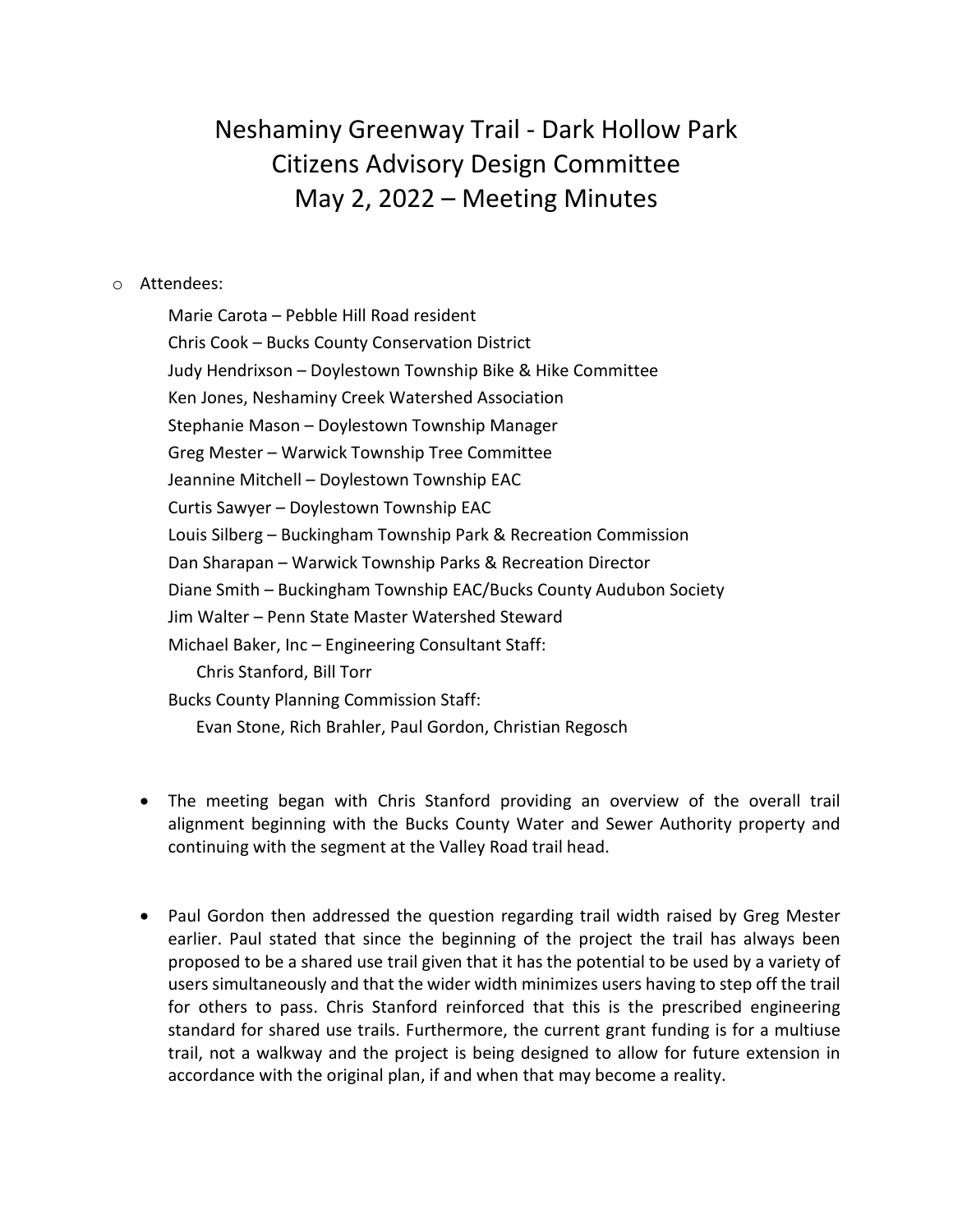# Neshaminy Greenway Trail - Dark Hollow Park
# Citizens Advisory Design Committee
# May 2, 2022 – Meeting Minutes

- Attendees:

  Marie Carota – Pebble Hill Road resident
  Chris Cook – Bucks County Conservation District
  Judy Hendrixson – Doylestown Township Bike & Hike Committee
  Ken Jones, Neshaminy Creek Watershed Association
  Stephanie Mason – Doylestown Township Manager
  Greg Mester – Warwick Township Tree Committee
  Jeannine Mitchell – Doylestown Township EAC
  Curtis Sawyer – Doylestown Township EAC
  Louis Silberg – Buckingham Township Park & Recreation Commission
  Dan Sharapan – Warwick Township Parks & Recreation Director
  Diane Smith – Buckingham Township EAC/Bucks County Audubon Society
  Jim Walter – Penn State Master Watershed Steward
  Michael Baker, Inc – Engineering Consultant Staff:
    Chris Stanford, Bill Torr
  Bucks County Planning Commission Staff:
    Evan Stone, Rich Brahler, Paul Gordon, Christian Regosch

- The meeting began with Chris Stanford providing an overview of the overall trail alignment beginning with the Bucks County Water and Sewer Authority property and continuing with the segment at the Valley Road trail head.

- Paul Gordon then addressed the question regarding trail width raised by Greg Mester earlier. Paul stated that since the beginning of the project the trail has always been proposed to be a shared use trail given that it has the potential to be used by a variety of users simultaneously and that the wider width minimizes users having to step off the trail for others to pass. Chris Stanford reinforced that this is the prescribed engineering standard for shared use trails. Furthermore, the current grant funding is for a multiuse trail, not a walkway and the project is being designed to allow for future extension in accordance with the original plan, if and when that may become a reality.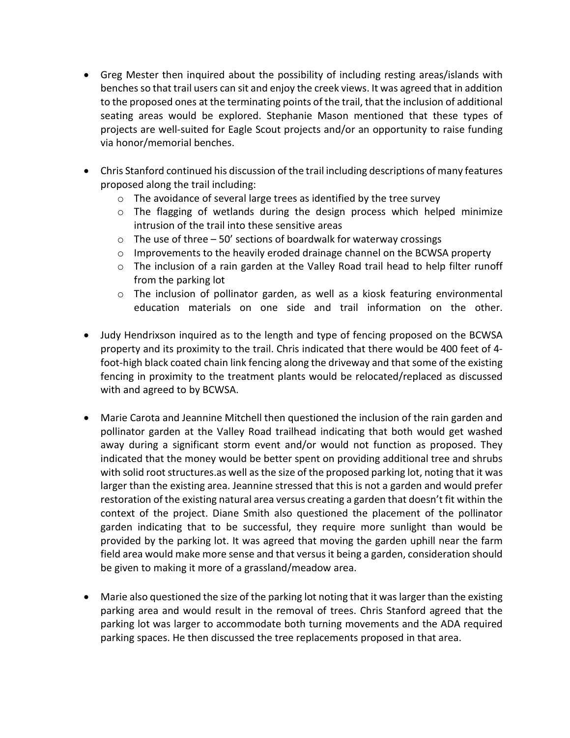- Greg Mester then inquired about the possibility of including resting areas/islands with benches so that trail users can sit and enjoy the creek views. It was agreed that in addition to the proposed ones at the terminating points of the trail, that the inclusion of additional seating areas would be explored. Stephanie Mason mentioned that these types of projects are well-suited for Eagle Scout projects and/or an opportunity to raise funding via honor/memorial benches.

- Chris Stanford continued his discussion of the trail including descriptions of many features proposed along the trail including:
  - The avoidance of several large trees as identified by the tree survey
  - The flagging of wetlands during the design process which helped minimize intrusion of the trail into these sensitive areas
  - The use of three – 50' sections of boardwalk for waterway crossings
  - Improvements to the heavily eroded drainage channel on the BCWSA property
  - The inclusion of a rain garden at the Valley Road trail head to help filter runoff from the parking lot
  - The inclusion of pollinator garden, as well as a kiosk featuring environmental education materials on one side and trail information on the other.

- Judy Hendrixson inquired as to the length and type of fencing proposed on the BCWSA property and its proximity to the trail. Chris indicated that there would be 400 feet of 4-foot-high black coated chain link fencing along the driveway and that some of the existing fencing in proximity to the treatment plants would be relocated/replaced as discussed with and agreed to by BCWSA.

- Marie Carota and Jeannine Mitchell then questioned the inclusion of the rain garden and pollinator garden at the Valley Road trailhead indicating that both would get washed away during a significant storm event and/or would not function as proposed. They indicated that the money would be better spent on providing additional tree and shrubs with solid root structures.as well as the size of the proposed parking lot, noting that it was larger than the existing area. Jeannine stressed that this is not a garden and would prefer restoration of the existing natural area versus creating a garden that doesn't fit within the context of the project. Diane Smith also questioned the placement of the pollinator garden indicating that to be successful, they require more sunlight than would be provided by the parking lot. It was agreed that moving the garden uphill near the farm field area would make more sense and that versus it being a garden, consideration should be given to making it more of a grassland/meadow area.

- Marie also questioned the size of the parking lot noting that it was larger than the existing parking area and would result in the removal of trees. Chris Stanford agreed that the parking lot was larger to accommodate both turning movements and the ADA required parking spaces. He then discussed the tree replacements proposed in that area.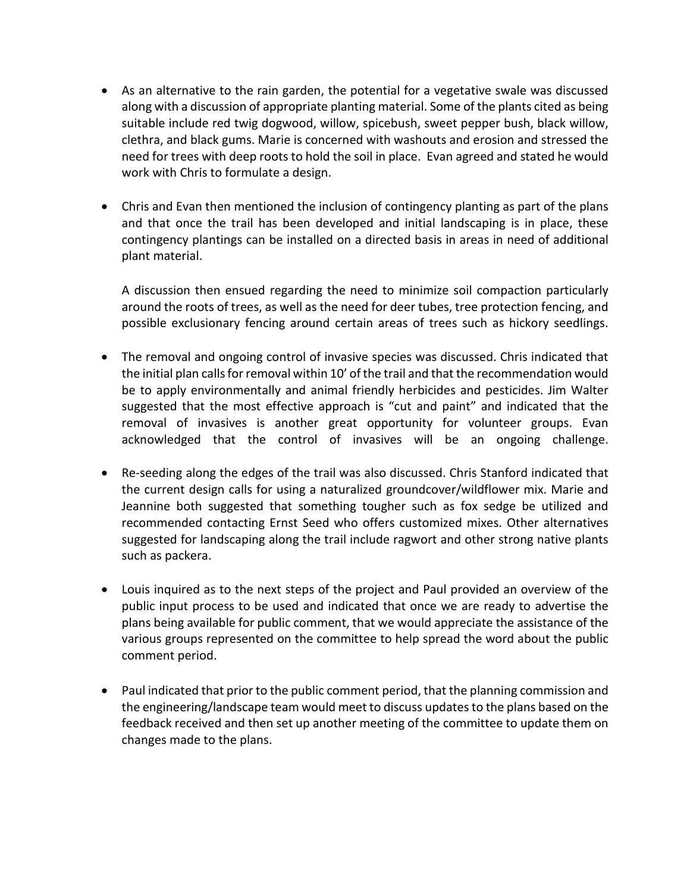- As an alternative to the rain garden, the potential for a vegetative swale was discussed along with a discussion of appropriate planting material. Some of the plants cited as being suitable include red twig dogwood, willow, spicebush, sweet pepper bush, black willow, clethra, and black gums. Marie is concerned with washouts and erosion and stressed the need for trees with deep roots to hold the soil in place. Evan agreed and stated he would work with Chris to formulate a design.

- Chris and Evan then mentioned the inclusion of contingency planting as part of the plans and that once the trail has been developed and initial landscaping is in place, these contingency plantings can be installed on a directed basis in areas in need of additional plant material.

  A discussion then ensued regarding the need to minimize soil compaction particularly around the roots of trees, as well as the need for deer tubes, tree protection fencing, and possible exclusionary fencing around certain areas of trees such as hickory seedlings.

- The removal and ongoing control of invasive species was discussed. Chris indicated that the initial plan calls for removal within 10' of the trail and that the recommendation would be to apply environmentally and animal friendly herbicides and pesticides. Jim Walter suggested that the most effective approach is "cut and paint" and indicated that the removal of invasives is another great opportunity for volunteer groups. Evan acknowledged that the control of invasives will be an ongoing challenge.

- Re-seeding along the edges of the trail was also discussed. Chris Stanford indicated that the current design calls for using a naturalized groundcover/wildflower mix. Marie and Jeannine both suggested that something tougher such as fox sedge be utilized and recommended contacting Ernst Seed who offers customized mixes. Other alternatives suggested for landscaping along the trail include ragwort and other strong native plants such as packera.

- Louis inquired as to the next steps of the project and Paul provided an overview of the public input process to be used and indicated that once we are ready to advertise the plans being available for public comment, that we would appreciate the assistance of the various groups represented on the committee to help spread the word about the public comment period.

- Paul indicated that prior to the public comment period, that the planning commission and the engineering/landscape team would meet to discuss updates to the plans based on the feedback received and then set up another meeting of the committee to update them on changes made to the plans.